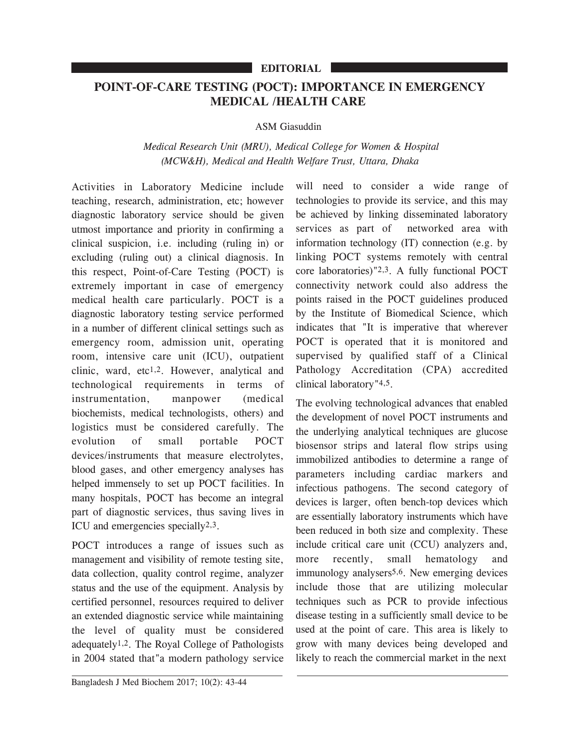EDITORIAL

# POINT-OF-CARE TESTING (POCT): IMPORTANCE IN EMERGENCY MEDICAL /HEALTH CARE

ASM Giasuddin

*Medical Research Unit (MRU), Medical College for Women & Hospital (MCW&H), Medical and Health Welfare Trust, Uttara, Dhaka*

Activities in Laboratory Medicine include teaching, research, administration, etc; however diagnostic laboratory service should be given utmost importance and priority in confirming a clinical suspicion, i.e. including (ruling in) or excluding (ruling out) a clinical diagnosis. In this respect, Point-of-Care Testing (POCT) is extremely important in case of emergency medical health care particularly. POCT is a diagnostic laboratory testing service performed in a number of different clinical settings such as emergency room, admission unit, operating room, intensive care unit (ICU), outpatient clinic, ward, etc[1,2]. However, analytical and technological requirements in terms of instrumentation, manpower (medical biochemists, medical technologists, others) and logistics must be considered carefully. The evolution of small portable POCT devices/instruments that measure electrolytes, blood gases, and other emergency analyses has helped immensely to set up POCT facilities. In many hospitals, POCT has become an integral part of diagnostic services, thus saving lives in ICU and emergencies specially[2,3].

POCT introduces a range of issues such as management and visibility of remote testing site, data collection, quality control regime, analyzer status and the use of the equipment. Analysis by certified personnel, resources required to deliver an extended diagnostic service while maintaining the level of quality must be considered adequately[1,2]. The Royal College of Pathologists in 2004 stated that"a modern pathology service will need to consider a wide range of technologies to provide its service, and this may be achieved by linking disseminated laboratory services as part of networked area with information technology (IT) connection (e.g. by linking POCT systems remotely with central core laboratories)"[2,3]. A fully functional POCT connectivity network could also address the points raised in the POCT guidelines produced by the Institute of Biomedical Science, which indicates that "It is imperative that wherever POCT is operated that it is monitored and supervised by qualified staff of a Clinical Pathology Accreditation (CPA) accredited clinical laboratory"[4,5].

The evolving technological advances that enabled the development of novel POCT instruments and the underlying analytical techniques are glucose biosensor strips and lateral flow strips using immobilized antibodies to determine a range of parameters including cardiac markers and infectious pathogens. The second category of devices is larger, often bench-top devices which are essentially laboratory instruments which have been reduced in both size and complexity. These include critical care unit (CCU) analyzers and, more recently, small hematology and immunology analysers[5,6]. New emerging devices include those that are utilizing molecular techniques such as PCR to provide infectious disease testing in a sufficiently small device to be used at the point of care. This area is likely to grow with many devices being developed and likely to reach the commercial market in the next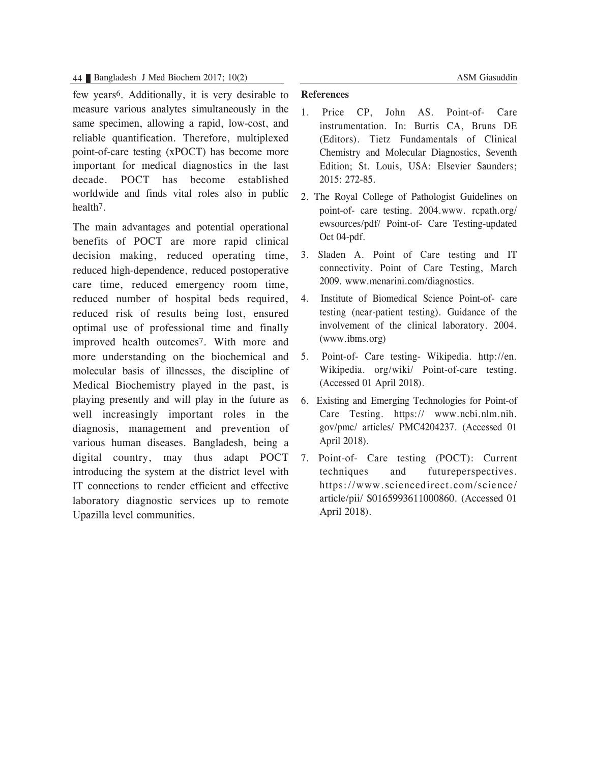few years[6]. Additionally, it is very desirable to measure various analytes simultaneously in the same specimen, allowing a rapid, low-cost, and reliable quantification. Therefore, multiplexed point-of-care testing (xPOCT) has become more important for medical diagnostics in the last decade. POCT has become established worldwide and finds vital roles also in public health[7].

The main advantages and potential operational benefits of POCT are more rapid clinical decision making, reduced operating time, reduced high-dependence, reduced postoperative care time, reduced emergency room time, reduced number of hospital beds required, reduced risk of results being lost, ensured optimal use of professional time and finally improved health outcomes[7]. With more and more understanding on the biochemical and molecular basis of illnesses, the discipline of Medical Biochemistry played in the past, is playing presently and will play in the future as well increasingly important roles in the diagnosis, management and prevention of various human diseases. Bangladesh, being a digital country, may thus adapt POCT introducing the system at the district level with IT connections to render efficient and effective laboratory diagnostic services up to remote Upazilla level communities.

## References

1. Price CP, John AS. Point-of- Care instrumentation. In: Burtis CA, Bruns DE (Editors). Tietz Fundamentals of Clinical Chemistry and Molecular Diagnostics, Seventh Edition; St. Louis, USA: Elsevier Saunders; 2015: 272-85.
2. The Royal College of Pathologist Guidelines on point-of- care testing. 2004.www. rcpath.org/ ewsources/pdf/ Point-of- Care Testing-updated Oct 04-pdf.
3. Sladen A. Point of Care testing and IT connectivity. Point of Care Testing, March 2009. www.menarini.com/diagnostics.
4. Institute of Biomedical Science Point-of- care testing (near-patient testing). Guidance of the involvement of the clinical laboratory. 2004. (www.ibms.org)
5. Point-of- Care testing- Wikipedia. http://en. Wikipedia. org/wiki/ Point-of-care testing. (Accessed 01 April 2018).
6. Existing and Emerging Technologies for Point-of Care Testing. https:// www.ncbi.nlm.nih. gov/pmc/ articles/ PMC4204237. (Accessed 01 April 2018).
7. Point-of- Care testing (POCT): Current techniques and futureperspectives. https://www.sciencedirect.com/science/ article/pii/ S0165993611000860. (Accessed 01 April 2018).